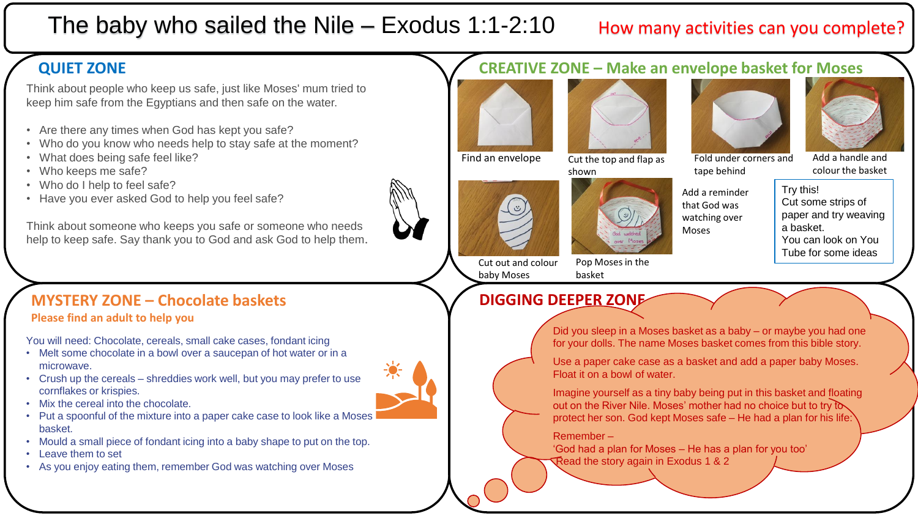# The baby who sailed the Nile – Exodus 1:1-2:10

How many activities can you complete?

## QUIET ZONE

Think about people who keep us safe, just like Moses' mum tried to keep him safe from the Egyptians and then safe on the water.

- Are there any times when God has kept you safe?
- Who do you know who needs help to stay safe at the moment?
- What does being safe feel like?
- Who keeps me safe?
- Who do I help to feel safe?
- Have you ever asked God to help you feel safe?

Think about someone who keeps you safe or someone who needs help to keep safe. Say thank you to God and ask God to help them.

## CREATIVE ZONE – Make an envelope basket for Moses

Find an envelope

Cut the top and flap as shown

Fold under corners and tape behind

Add a handle and colour the basket

Cut out and colour baby Moses

Pop Moses in the basket

Add a reminder that God was watching over Moses

Try this!
Cut some strips of paper and try weaving a basket.
You can look on You Tube for some ideas

## MYSTERY ZONE – Chocolate baskets

**Please find an adult to help you**

You will need: Chocolate, cereals, small cake cases, fondant icing

- Melt some chocolate in a bowl over a saucepan of hot water or in a microwave.
- Crush up the cereals – shreddies work well, but you may prefer to use cornflakes or krispies.
- Mix the cereal into the chocolate.
- Put a spoonful of the mixture into a paper cake case to look like a Moses basket.
- Mould a small piece of fondant icing into a baby shape to put on the top.
- Leave them to set
- As you enjoy eating them, remember God was watching over Moses

## DIGGING DEEPER ZONE

Did you sleep in a Moses basket as a baby – or maybe you had one for your dolls. The name Moses basket comes from this bible story.

Use a paper cake case as a basket and add a paper baby Moses. Float it on a bowl of water.

Imagine yourself as a tiny baby being put in this basket and floating out on the River Nile. Moses' mother had no choice but to try to protect her son. God kept Moses safe – He had a plan for his life.

Remember –
'God had a plan for Moses – He has a plan for you too'
Read the story again in Exodus 1 & 2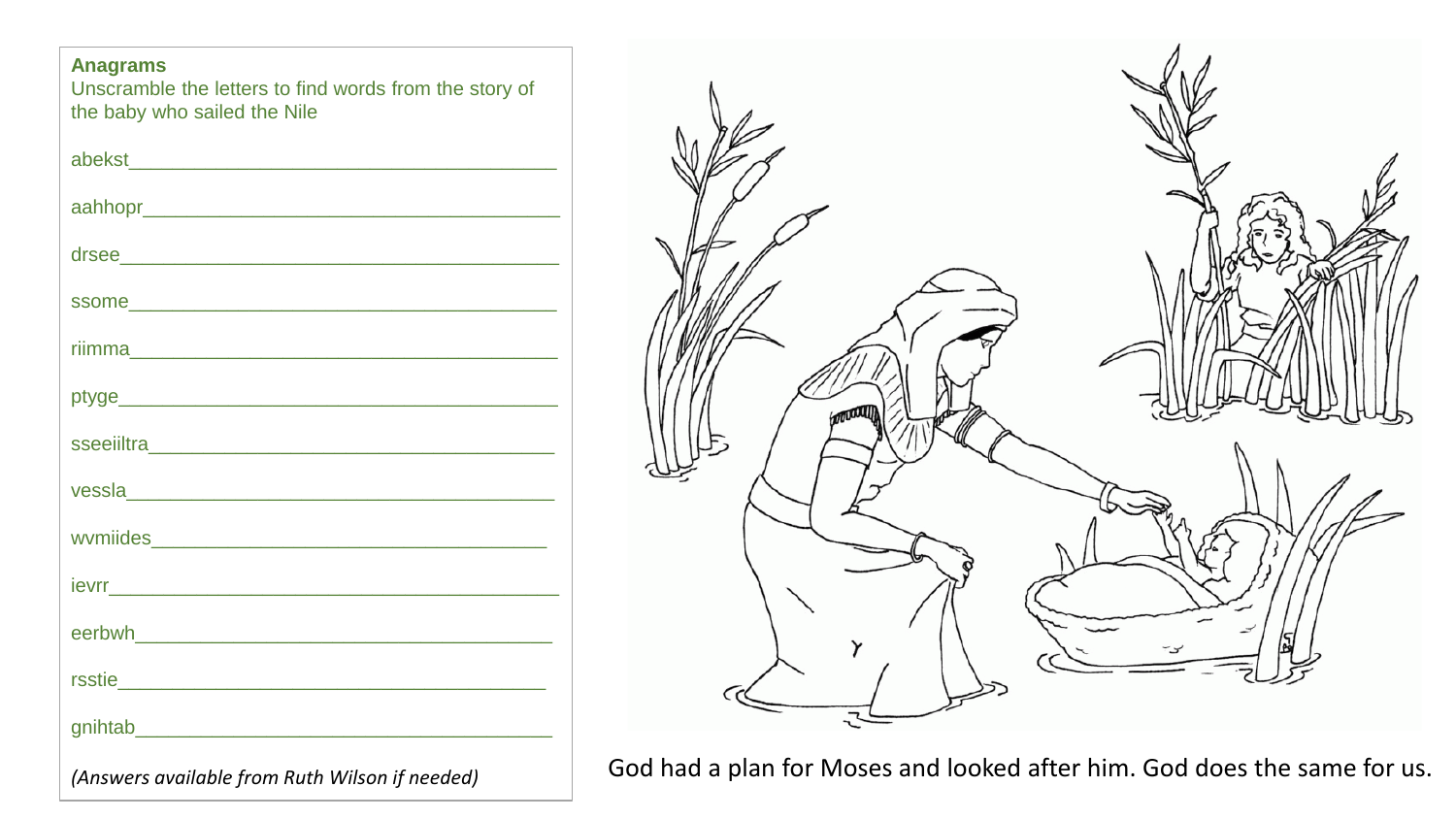**Anagrams**

Unscramble the letters to find words from the story of the baby who sailed the Nile

abekst______________________________________

aahhopr______________________________________

drsee______________________________________

ssome______________________________________

riimma______________________________________

ptyge______________________________________

sseeiiltra______________________________________

vessla______________________________________

wvmiides______________________________________

ievrr______________________________________

eerbwh______________________________________

rsstie______________________________________

gnihtab______________________________________

*(Answers available from Ruth Wilson if needed)*

God had a plan for Moses and looked after him. God does the same for us.